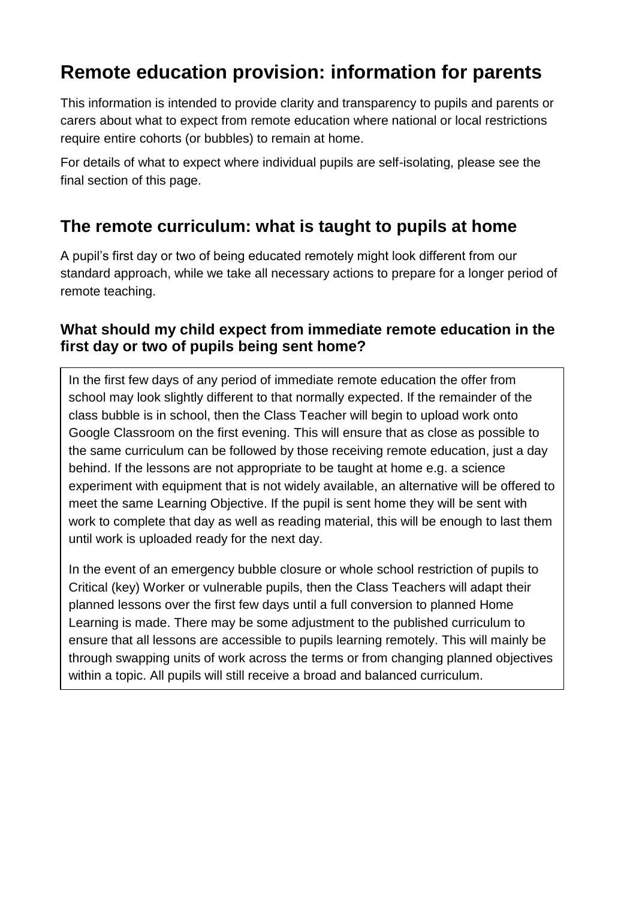# Remote education provision: information for parents

This information is intended to provide clarity and transparency to pupils and parents or carers about what to expect from remote education where national or local restrictions require entire cohorts (or bubbles) to remain at home.

For details of what to expect where individual pupils are self-isolating, please see the final section of this page.

## The remote curriculum: what is taught to pupils at home

A pupil's first day or two of being educated remotely might look different from our standard approach, while we take all necessary actions to prepare for a longer period of remote teaching.

### What should my child expect from immediate remote education in the first day or two of pupils being sent home?

In the first few days of any period of immediate remote education the offer from school may look slightly different to that normally expected. If the remainder of the class bubble is in school, then the Class Teacher will begin to upload work onto Google Classroom on the first evening. This will ensure that as close as possible to the same curriculum can be followed by those receiving remote education, just a day behind. If the lessons are not appropriate to be taught at home e.g. a science experiment with equipment that is not widely available, an alternative will be offered to meet the same Learning Objective. If the pupil is sent home they will be sent with work to complete that day as well as reading material, this will be enough to last them until work is uploaded ready for the next day.

In the event of an emergency bubble closure or whole school restriction of pupils to Critical (key) Worker or vulnerable pupils, then the Class Teachers will adapt their planned lessons over the first few days until a full conversion to planned Home Learning is made. There may be some adjustment to the published curriculum to ensure that all lessons are accessible to pupils learning remotely. This will mainly be through swapping units of work across the terms or from changing planned objectives within a topic. All pupils will still receive a broad and balanced curriculum.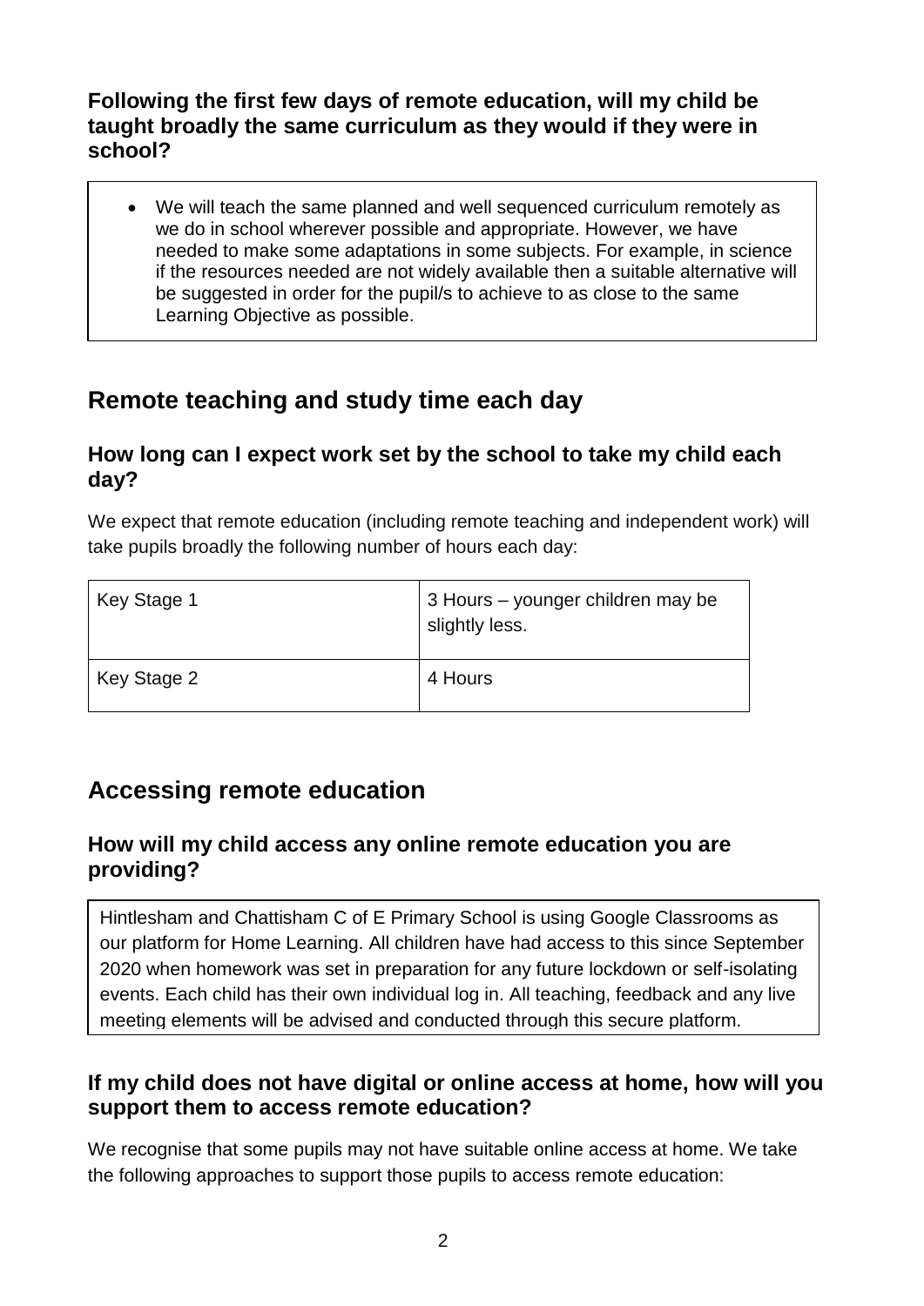### Following the first few days of remote education, will my child be taught broadly the same curriculum as they would if they were in school?

- We will teach the same planned and well sequenced curriculum remotely as we do in school wherever possible and appropriate. However, we have needed to make some adaptations in some subjects. For example, in science if the resources needed are not widely available then a suitable alternative will be suggested in order for the pupil/s to achieve to as close to the same Learning Objective as possible.

## Remote teaching and study time each day

### How long can I expect work set by the school to take my child each day?

We expect that remote education (including remote teaching and independent work) will take pupils broadly the following number of hours each day:

| | |
|---|---|
| Key Stage 1 | 3 Hours – younger children may be slightly less. |
| Key Stage 2 | 4 Hours |

## Accessing remote education

### How will my child access any online remote education you are providing?

Hintlesham and Chattisham C of E Primary School is using Google Classrooms as our platform for Home Learning. All children have had access to this since September 2020 when homework was set in preparation for any future lockdown or self-isolating events. Each child has their own individual log in. All teaching, feedback and any live meeting elements will be advised and conducted through this secure platform.

### If my child does not have digital or online access at home, how will you support them to access remote education?

We recognise that some pupils may not have suitable online access at home. We take the following approaches to support those pupils to access remote education: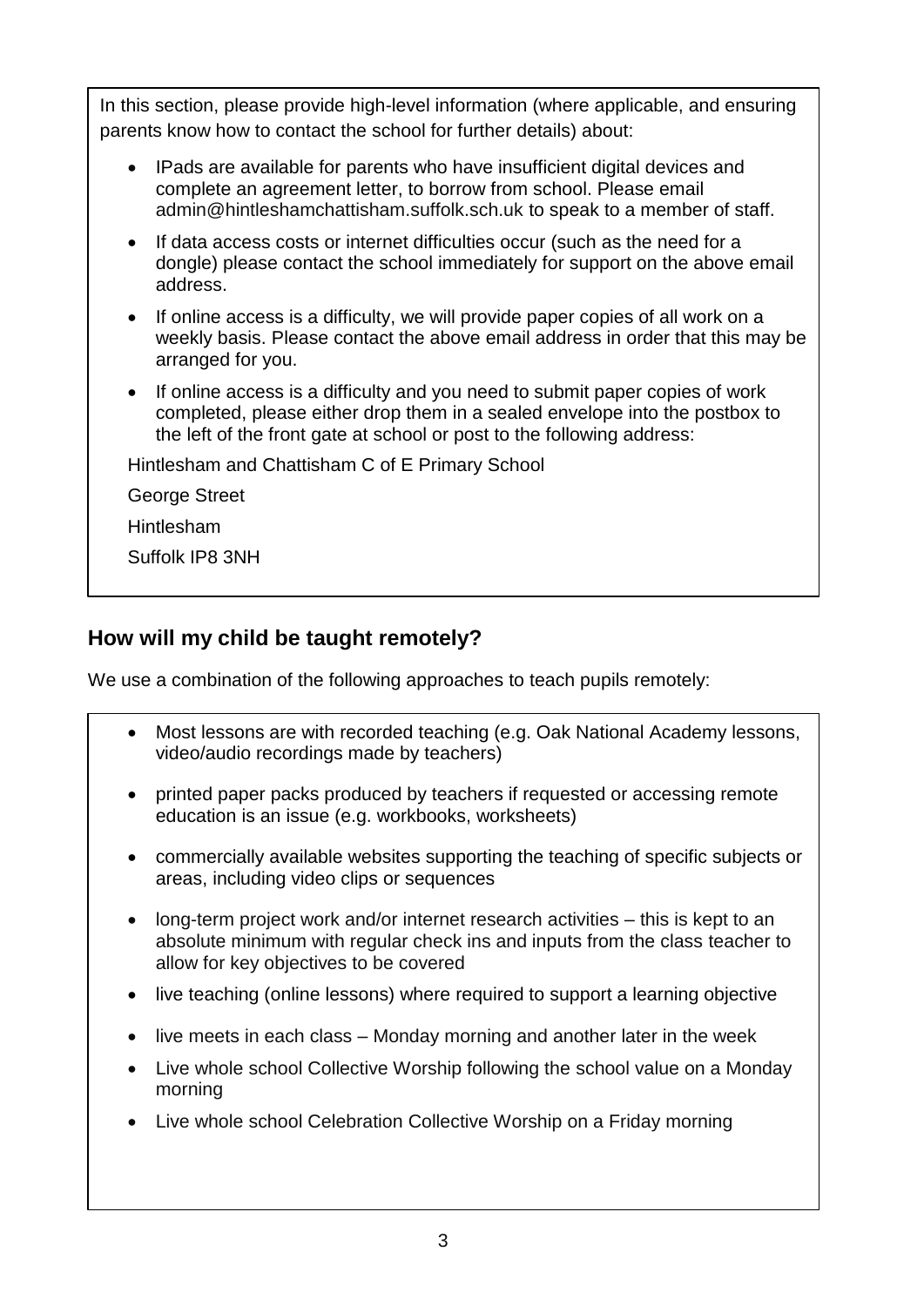In this section, please provide high-level information (where applicable, and ensuring parents know how to contact the school for further details) about:

- IPads are available for parents who have insufficient digital devices and complete an agreement letter, to borrow from school. Please email admin@hintleshamchattisham.suffolk.sch.uk to speak to a member of staff.
- If data access costs or internet difficulties occur (such as the need for a dongle) please contact the school immediately for support on the above email address.
- If online access is a difficulty, we will provide paper copies of all work on a weekly basis. Please contact the above email address in order that this may be arranged for you.
- If online access is a difficulty and you need to submit paper copies of work completed, please either drop them in a sealed envelope into the postbox to the left of the front gate at school or post to the following address:

Hintlesham and Chattisham C of E Primary School

George Street

Hintlesham

Suffolk IP8 3NH

## How will my child be taught remotely?

We use a combination of the following approaches to teach pupils remotely:

- Most lessons are with recorded teaching (e.g. Oak National Academy lessons, video/audio recordings made by teachers)
- printed paper packs produced by teachers if requested or accessing remote education is an issue (e.g. workbooks, worksheets)
- commercially available websites supporting the teaching of specific subjects or areas, including video clips or sequences
- long-term project work and/or internet research activities – this is kept to an absolute minimum with regular check ins and inputs from the class teacher to allow for key objectives to be covered
- live teaching (online lessons) where required to support a learning objective
- live meets in each class – Monday morning and another later in the week
- Live whole school Collective Worship following the school value on a Monday morning
- Live whole school Celebration Collective Worship on a Friday morning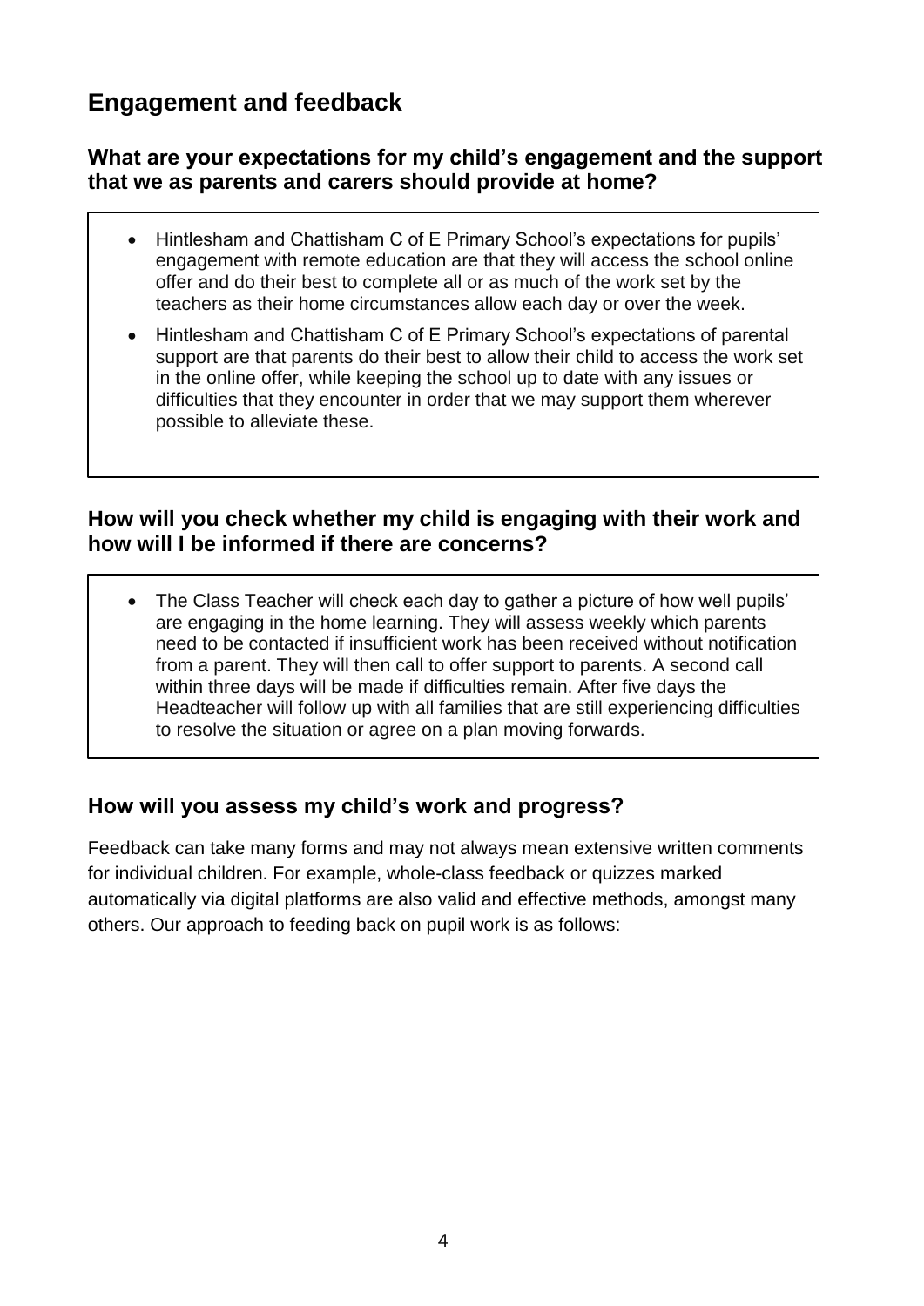## Engagement and feedback

### What are your expectations for my child's engagement and the support that we as parents and carers should provide at home?

- Hintlesham and Chattisham C of E Primary School's expectations for pupils' engagement with remote education are that they will access the school online offer and do their best to complete all or as much of the work set by the teachers as their home circumstances allow each day or over the week.
- Hintlesham and Chattisham C of E Primary School's expectations of parental support are that parents do their best to allow their child to access the work set in the online offer, while keeping the school up to date with any issues or difficulties that they encounter in order that we may support them wherever possible to alleviate these.

### How will you check whether my child is engaging with their work and how will I be informed if there are concerns?

- The Class Teacher will check each day to gather a picture of how well pupils' are engaging in the home learning. They will assess weekly which parents need to be contacted if insufficient work has been received without notification from a parent. They will then call to offer support to parents. A second call within three days will be made if difficulties remain. After five days the Headteacher will follow up with all families that are still experiencing difficulties to resolve the situation or agree on a plan moving forwards.

### How will you assess my child's work and progress?

Feedback can take many forms and may not always mean extensive written comments for individual children. For example, whole-class feedback or quizzes marked automatically via digital platforms are also valid and effective methods, amongst many others. Our approach to feeding back on pupil work is as follows: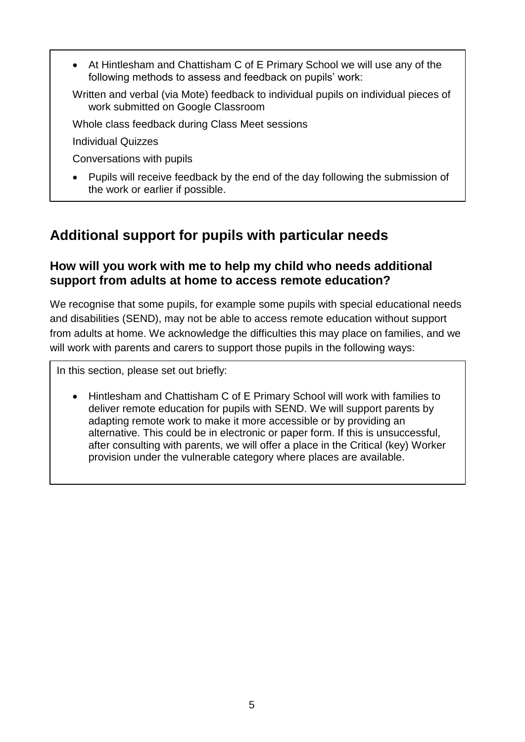- At Hintlesham and Chattisham C of E Primary School we will use any of the following methods to assess and feedback on pupils' work:

Written and verbal (via Mote) feedback to individual pupils on individual pieces of work submitted on Google Classroom

Whole class feedback during Class Meet sessions

Individual Quizzes

Conversations with pupils

- Pupils will receive feedback by the end of the day following the submission of the work or earlier if possible.

## Additional support for pupils with particular needs

### How will you work with me to help my child who needs additional support from adults at home to access remote education?

We recognise that some pupils, for example some pupils with special educational needs and disabilities (SEND), may not be able to access remote education without support from adults at home. We acknowledge the difficulties this may place on families, and we will work with parents and carers to support those pupils in the following ways:

In this section, please set out briefly:

- Hintlesham and Chattisham C of E Primary School will work with families to deliver remote education for pupils with SEND. We will support parents by adapting remote work to make it more accessible or by providing an alternative. This could be in electronic or paper form. If this is unsuccessful, after consulting with parents, we will offer a place in the Critical (key) Worker provision under the vulnerable category where places are available.